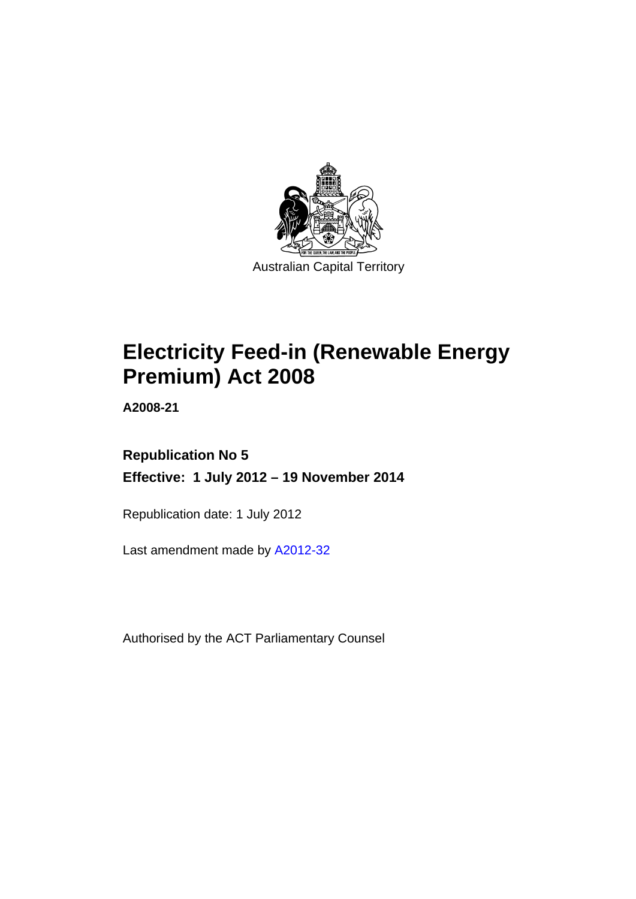Australian Capital Territory

# Electricity Feed-in (Renewable Energy Premium) Act 2008

**A2008-21**

**Republication No 5**

**Effective: 1 July 2012 – 19 November 2014**

Republication date: 1 July 2012

Last amendment made by A2012-32

Authorised by the ACT Parliamentary Counsel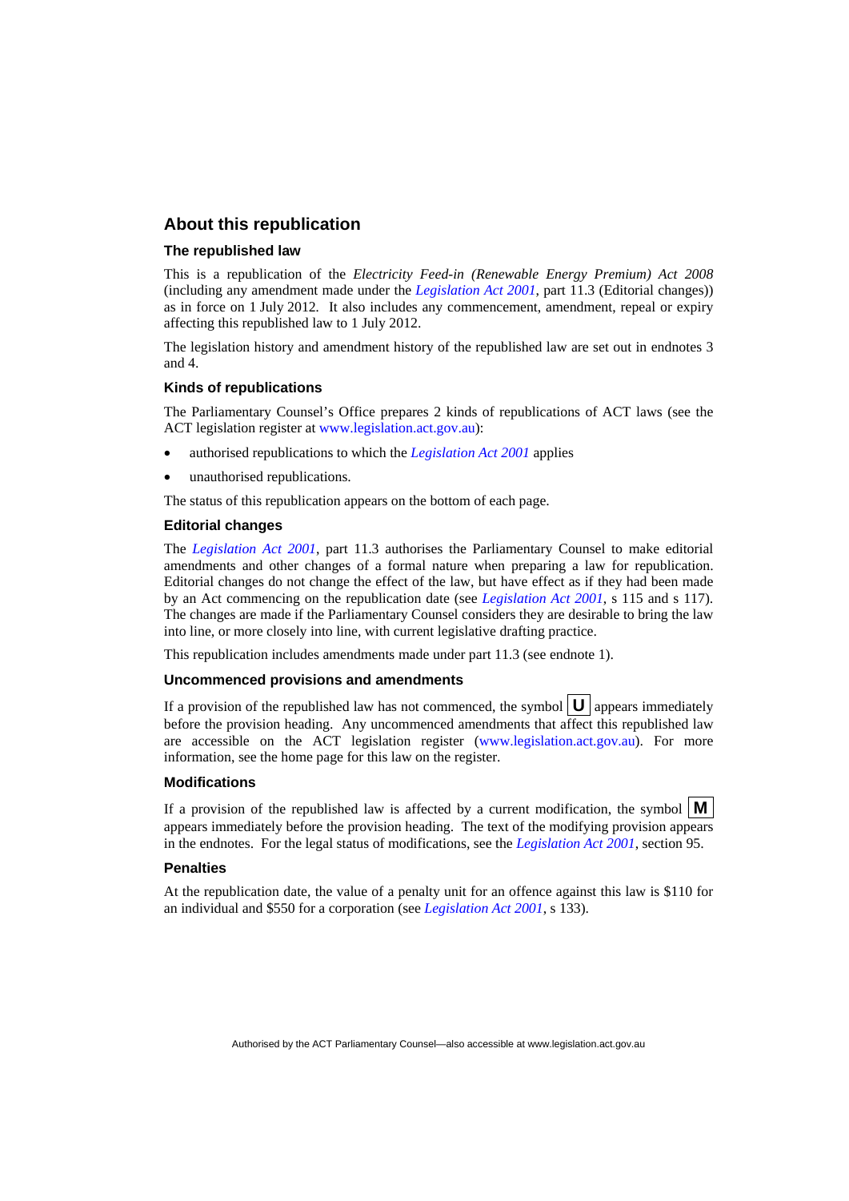## About this republication

### The republished law

This is a republication of the *Electricity Feed-in (Renewable Energy Premium) Act 2008* (including any amendment made under the *Legislation Act 2001*, part 11.3 (Editorial changes)) as in force on 1 July 2012. It also includes any commencement, amendment, repeal or expiry affecting this republished law to 1 July 2012.

The legislation history and amendment history of the republished law are set out in endnotes 3 and 4.

### Kinds of republications

The Parliamentary Counsel's Office prepares 2 kinds of republications of ACT laws (see the ACT legislation register at www.legislation.act.gov.au):

- authorised republications to which the *Legislation Act 2001* applies
- unauthorised republications.

The status of this republication appears on the bottom of each page.

### Editorial changes

The *Legislation Act 2001*, part 11.3 authorises the Parliamentary Counsel to make editorial amendments and other changes of a formal nature when preparing a law for republication. Editorial changes do not change the effect of the law, but have effect as if they had been made by an Act commencing on the republication date (see *Legislation Act 2001*, s 115 and s 117). The changes are made if the Parliamentary Counsel considers they are desirable to bring the law into line, or more closely into line, with current legislative drafting practice.

This republication includes amendments made under part 11.3 (see endnote 1).

### Uncommenced provisions and amendments

If a provision of the republished law has not commenced, the symbol **U** appears immediately before the provision heading. Any uncommenced amendments that affect this republished law are accessible on the ACT legislation register (www.legislation.act.gov.au). For more information, see the home page for this law on the register.

### Modifications

If a provision of the republished law is affected by a current modification, the symbol **M** appears immediately before the provision heading. The text of the modifying provision appears in the endnotes. For the legal status of modifications, see the *Legislation Act 2001*, section 95.

### Penalties

At the republication date, the value of a penalty unit for an offence against this law is $110 for an individual and $550 for a corporation (see *Legislation Act 2001*, s 133).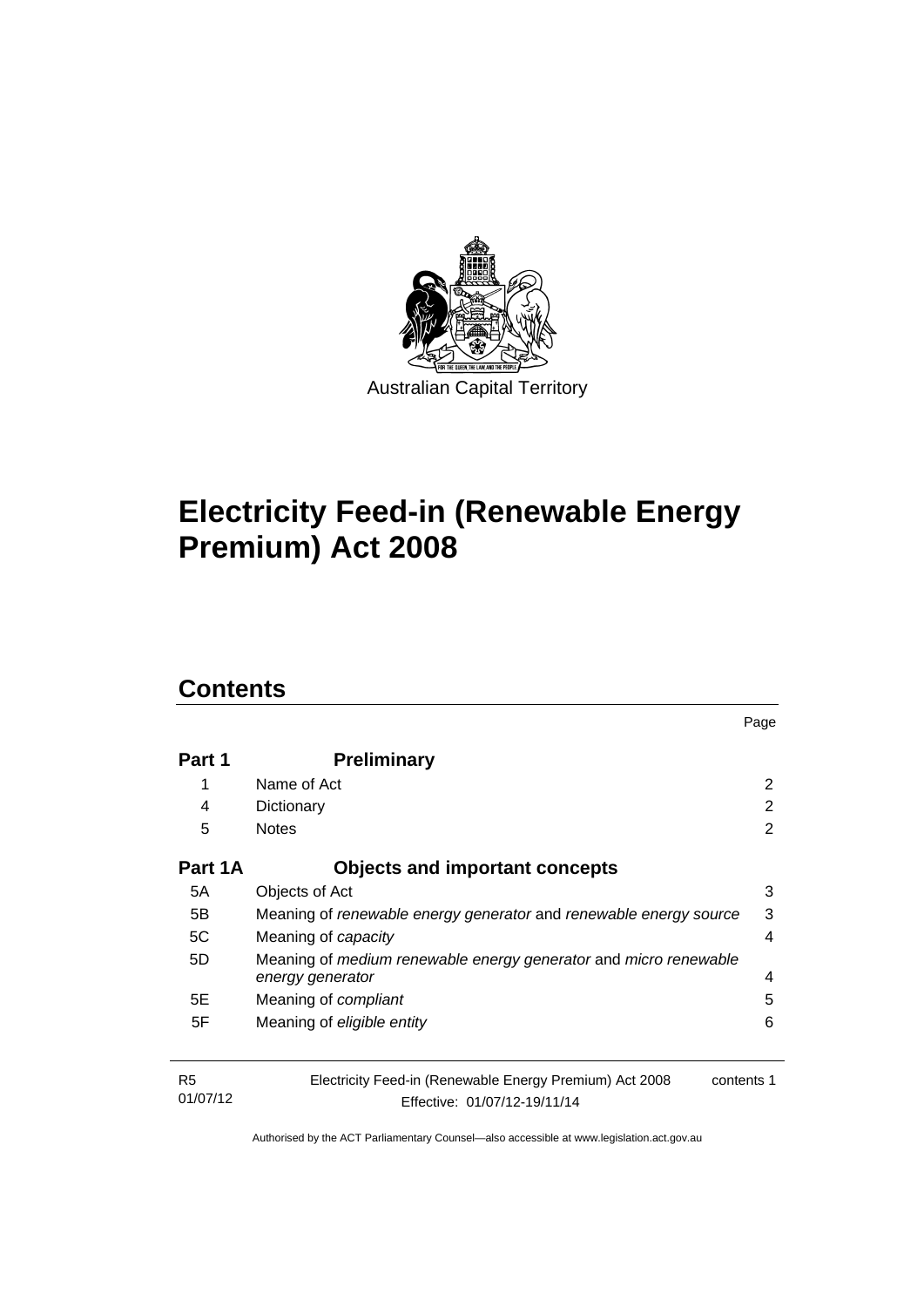Australian Capital Territory

# Electricity Feed-in (Renewable Energy Premium) Act 2008

## Contents

| | | Page |
|---|---|---|
| **Part 1** | **Preliminary** | |
| 1 | Name of Act | 2 |
| 4 | Dictionary | 2 |
| 5 | Notes | 2 |
| **Part 1A** | **Objects and important concepts** | |
| 5A | Objects of Act | 3 |
| 5B | Meaning of *renewable energy generator* and *renewable energy source* | 3 |
| 5C | Meaning of *capacity* | 4 |
| 5D | Meaning of *medium renewable energy generator* and *micro renewable energy generator* | 4 |
| 5E | Meaning of *compliant* | 5 |
| 5F | Meaning of *eligible entity* | 6 |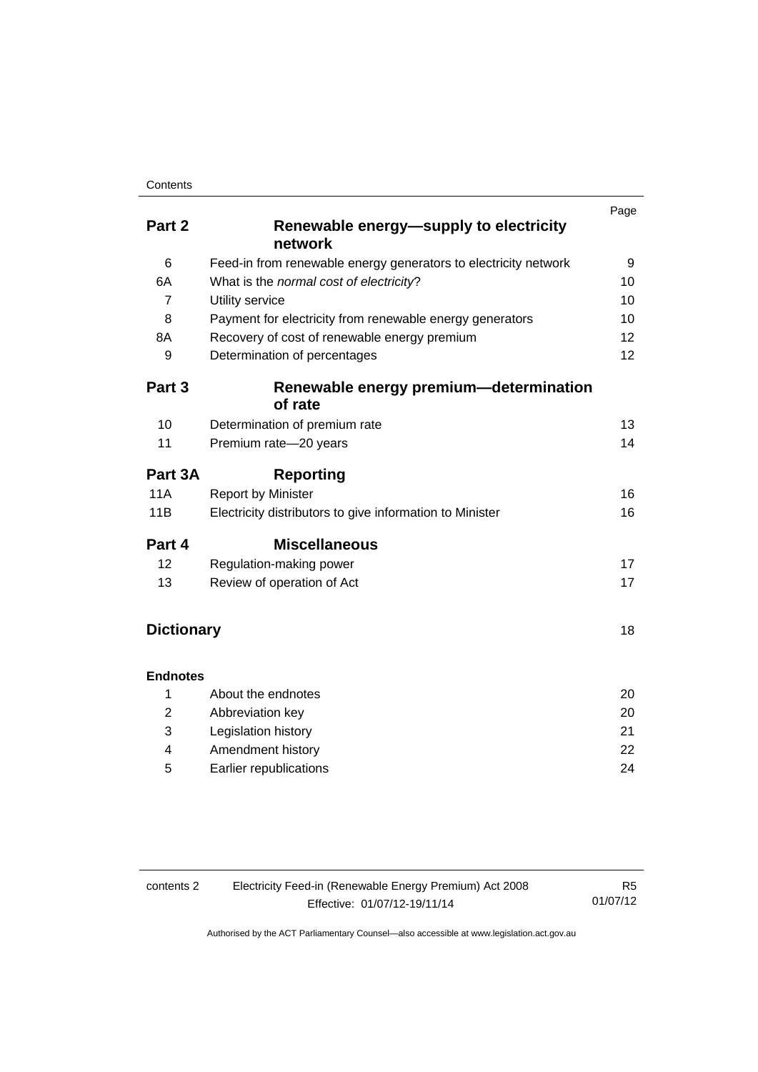| | | Page |
|---|---|---|
| **Part 2** | **Renewable energy—supply to electricity network** | |
| 6 | Feed-in from renewable energy generators to electricity network | 9 |
| 6A | What is the *normal cost of electricity*? | 10 |
| 7 | Utility service | 10 |
| 8 | Payment for electricity from renewable energy generators | 10 |
| 8A | Recovery of cost of renewable energy premium | 12 |
| 9 | Determination of percentages | 12 |
| **Part 3** | **Renewable energy premium—determination of rate** | |
| 10 | Determination of premium rate | 13 |
| 11 | Premium rate—20 years | 14 |
| **Part 3A** | **Reporting** | |
| 11A | Report by Minister | 16 |
| 11B | Electricity distributors to give information to Minister | 16 |
| **Part 4** | **Miscellaneous** | |
| 12 | Regulation-making power | 17 |
| 13 | Review of operation of Act | 17 |
| **Dictionary** | | 18 |
| **Endnotes** | | |
| 1 | About the endnotes | 20 |
| 2 | Abbreviation key | 20 |
| 3 | Legislation history | 21 |
| 4 | Amendment history | 22 |
| 5 | Earlier republications | 24 |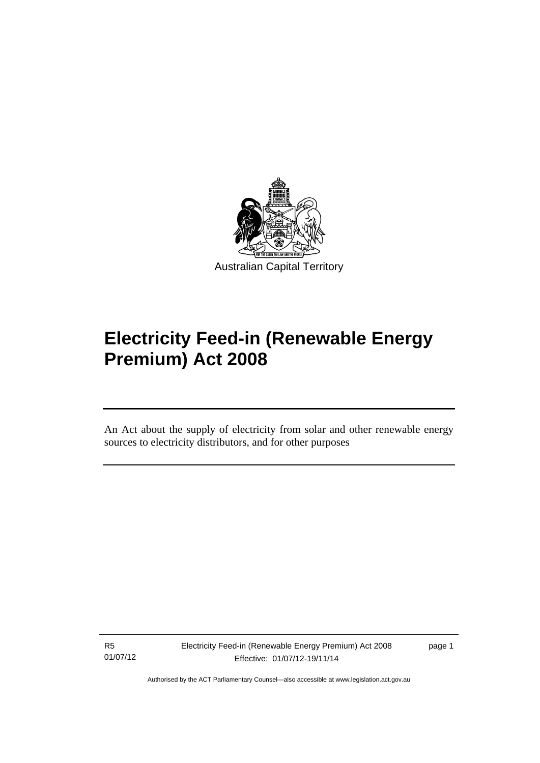Australian Capital Territory

# Electricity Feed-in (Renewable Energy Premium) Act 2008

An Act about the supply of electricity from solar and other renewable energy sources to electricity distributors, and for other purposes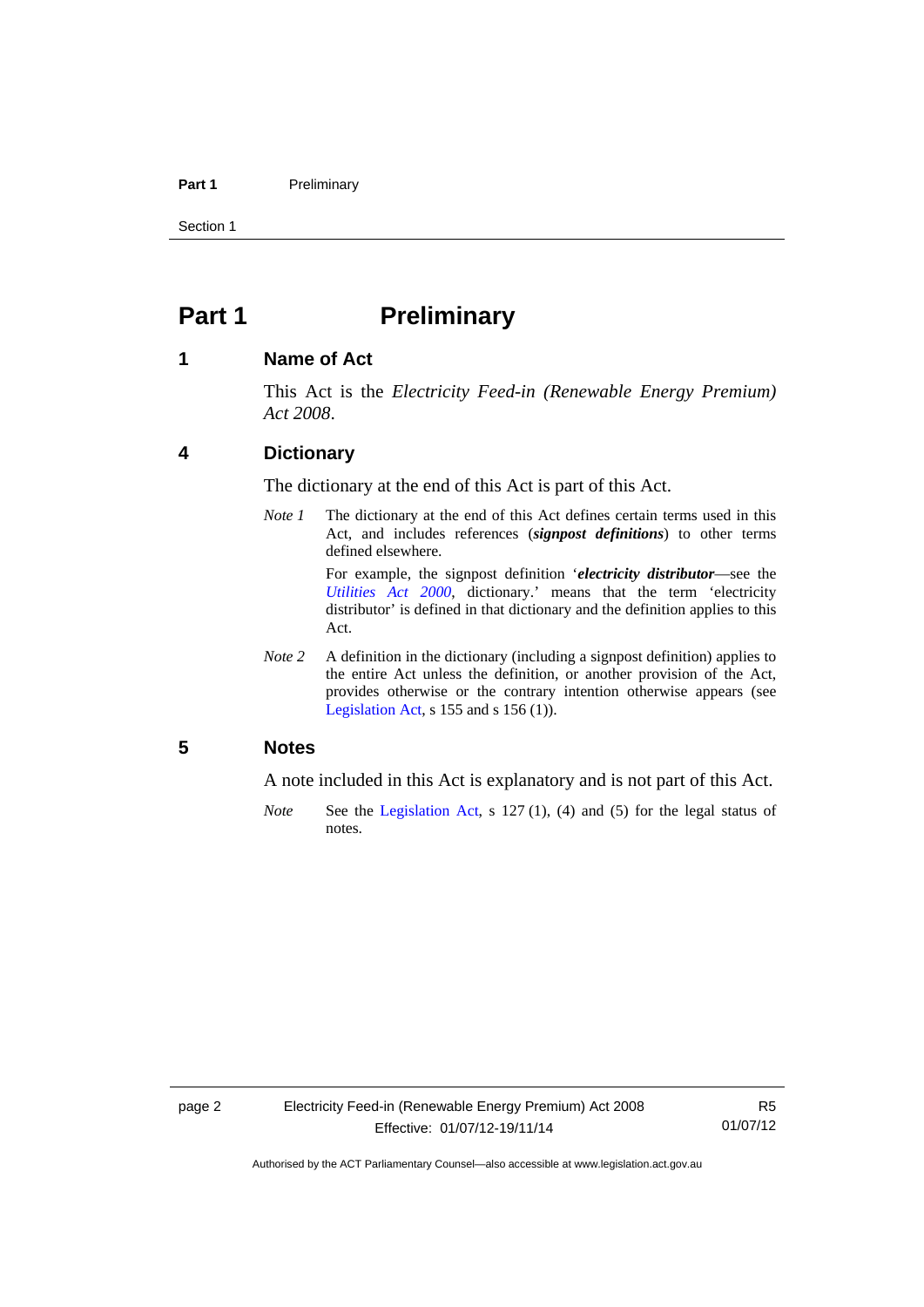# Part 1 Preliminary

## 1 Name of Act

This Act is the *Electricity Feed-in (Renewable Energy Premium) Act 2008*.

## 4 Dictionary

The dictionary at the end of this Act is part of this Act.

*Note 1* The dictionary at the end of this Act defines certain terms used in this Act, and includes references (***signpost definitions***) to other terms defined elsewhere.

For example, the signpost definition '***electricity distributor***—see the *Utilities Act 2000*, dictionary.' means that the term 'electricity distributor' is defined in that dictionary and the definition applies to this Act.

*Note 2* A definition in the dictionary (including a signpost definition) applies to the entire Act unless the definition, or another provision of the Act, provides otherwise or the contrary intention otherwise appears (see Legislation Act, s 155 and s 156 (1)).

## 5 Notes

A note included in this Act is explanatory and is not part of this Act.

*Note* See the Legislation Act, s 127 (1), (4) and (5) for the legal status of notes.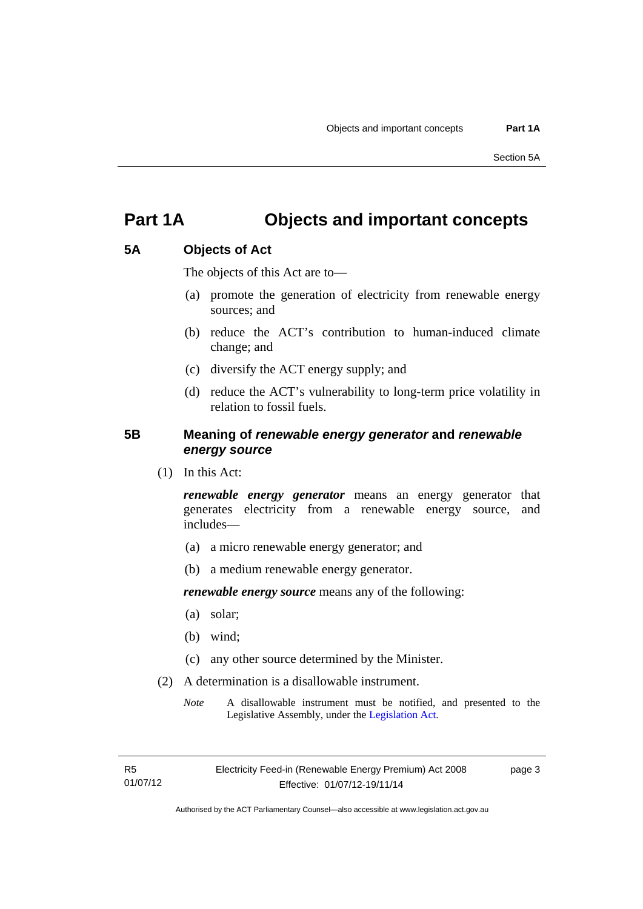# Part 1A Objects and important concepts

## 5A Objects of Act

The objects of this Act are to—

(a) promote the generation of electricity from renewable energy sources; and

(b) reduce the ACT's contribution to human-induced climate change; and

(c) diversify the ACT energy supply; and

(d) reduce the ACT's vulnerability to long-term price volatility in relation to fossil fuels.

## 5B Meaning of *renewable energy generator* and *renewable energy source*

(1) In this Act:

***renewable energy generator*** means an energy generator that generates electricity from a renewable energy source, and includes—

(a) a micro renewable energy generator; and

(b) a medium renewable energy generator.

***renewable energy source*** means any of the following:

(a) solar;

(b) wind;

(c) any other source determined by the Minister.

(2) A determination is a disallowable instrument.

*Note* A disallowable instrument must be notified, and presented to the Legislative Assembly, under the Legislation Act.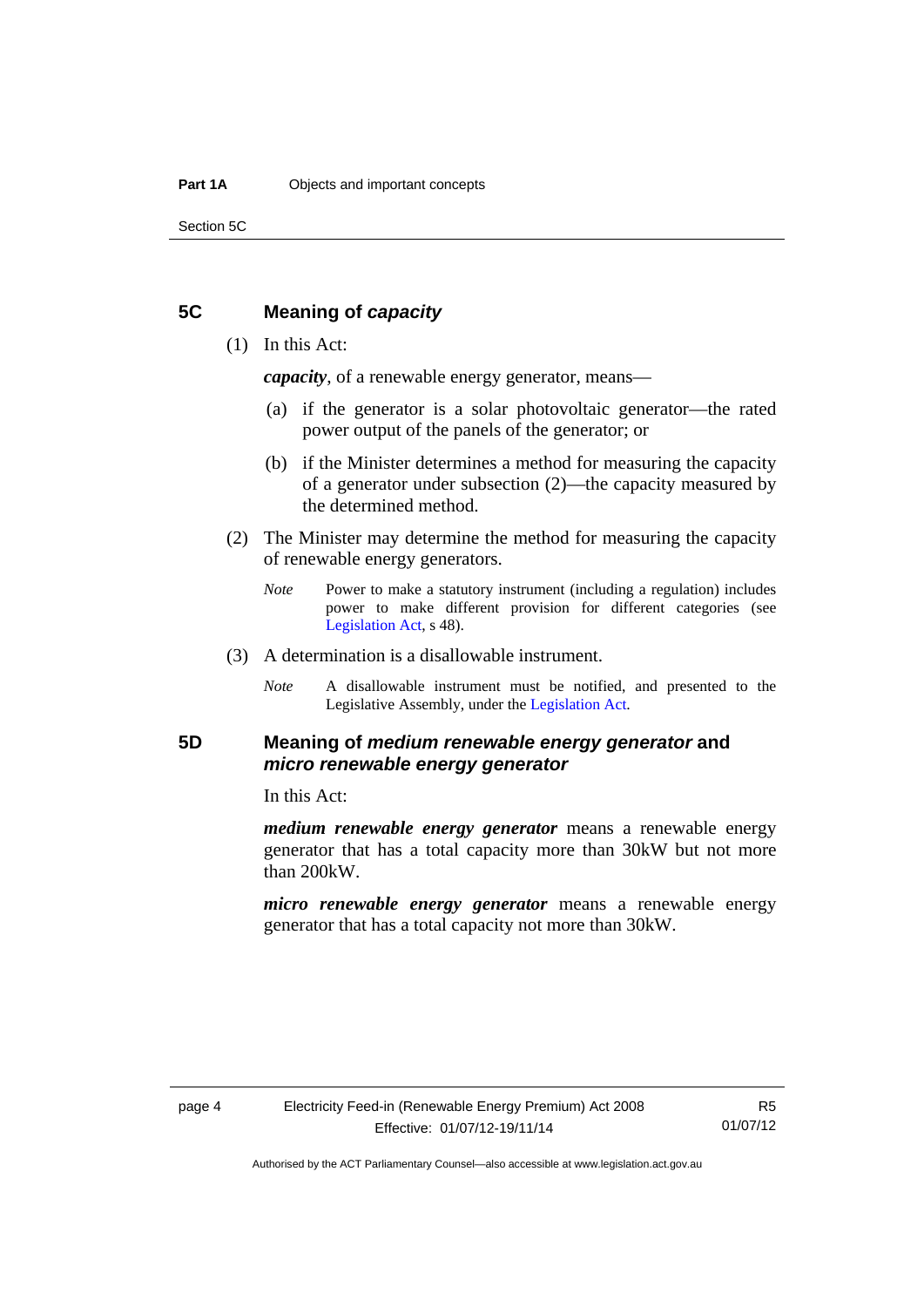## 5C Meaning of *capacity*

(1) In this Act:

***capacity***, of a renewable energy generator, means—

(a) if the generator is a solar photovoltaic generator—the rated power output of the panels of the generator; or

(b) if the Minister determines a method for measuring the capacity of a generator under subsection (2)—the capacity measured by the determined method.

(2) The Minister may determine the method for measuring the capacity of renewable energy generators.

*Note* Power to make a statutory instrument (including a regulation) includes power to make different provision for different categories (see Legislation Act, s 48).

(3) A determination is a disallowable instrument.

*Note* A disallowable instrument must be notified, and presented to the Legislative Assembly, under the Legislation Act.

## 5D Meaning of *medium renewable energy generator* and *micro renewable energy generator*

In this Act:

***medium renewable energy generator*** means a renewable energy generator that has a total capacity more than 30kW but not more than 200kW.

***micro renewable energy generator*** means a renewable energy generator that has a total capacity not more than 30kW.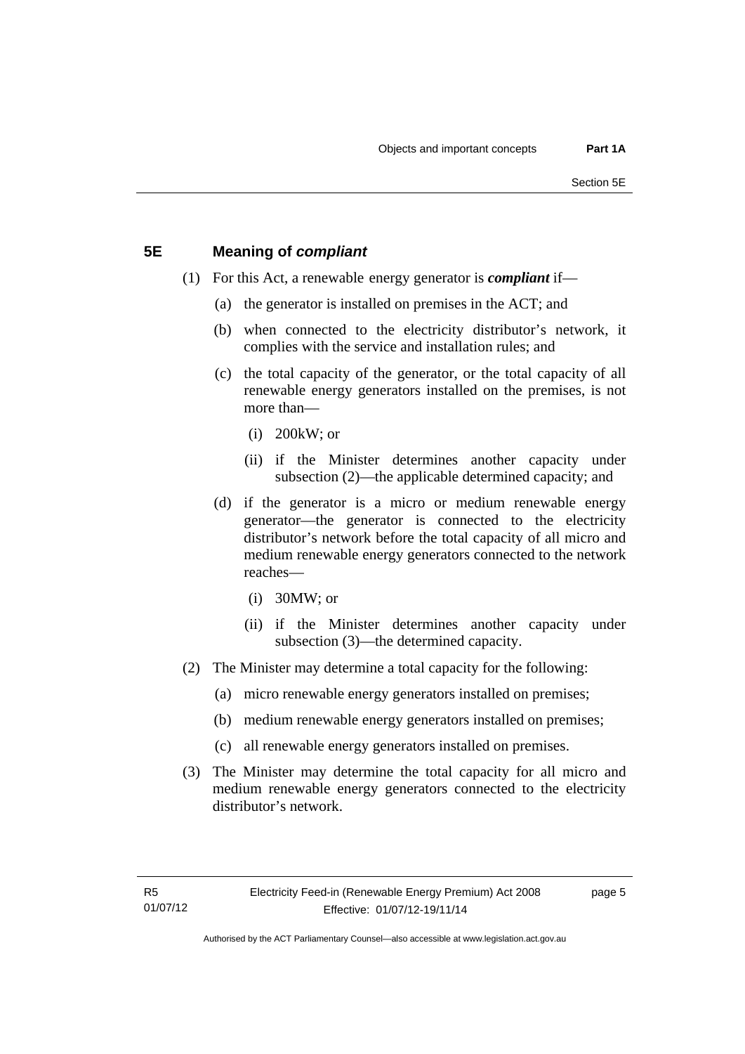## 5E Meaning of *compliant*

(1) For this Act, a renewable energy generator is ***compliant*** if—

(a) the generator is installed on premises in the ACT; and

(b) when connected to the electricity distributor's network, it complies with the service and installation rules; and

(c) the total capacity of the generator, or the total capacity of all renewable energy generators installed on the premises, is not more than—

(i) 200kW; or

(ii) if the Minister determines another capacity under subsection (2)—the applicable determined capacity; and

(d) if the generator is a micro or medium renewable energy generator—the generator is connected to the electricity distributor's network before the total capacity of all micro and medium renewable energy generators connected to the network reaches—

(i) 30MW; or

(ii) if the Minister determines another capacity under subsection (3)—the determined capacity.

(2) The Minister may determine a total capacity for the following:

(a) micro renewable energy generators installed on premises;

(b) medium renewable energy generators installed on premises;

(c) all renewable energy generators installed on premises.

(3) The Minister may determine the total capacity for all micro and medium renewable energy generators connected to the electricity distributor's network.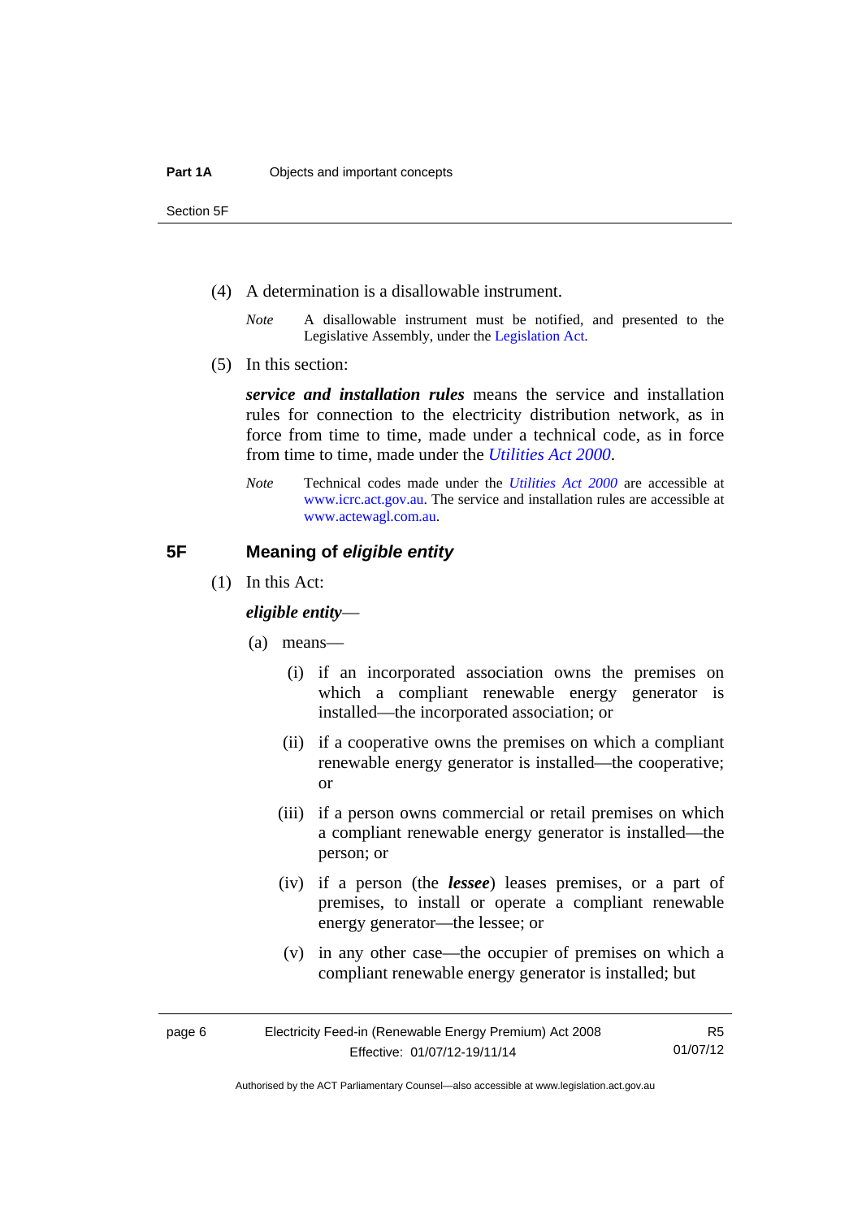(4) A determination is a disallowable instrument.

*Note* A disallowable instrument must be notified, and presented to the Legislative Assembly, under the Legislation Act.

(5) In this section:

***service and installation rules*** means the service and installation rules for connection to the electricity distribution network, as in force from time to time, made under a technical code, as in force from time to time, made under the *Utilities Act 2000*.

*Note* Technical codes made under the *Utilities Act 2000* are accessible at www.icrc.act.gov.au. The service and installation rules are accessible at www.actewagl.com.au.

## 5F Meaning of *eligible entity*

(1) In this Act:

***eligible entity***—

(a) means—

(i) if an incorporated association owns the premises on which a compliant renewable energy generator is installed—the incorporated association; or

(ii) if a cooperative owns the premises on which a compliant renewable energy generator is installed—the cooperative; or

(iii) if a person owns commercial or retail premises on which a compliant renewable energy generator is installed—the person; or

(iv) if a person (the ***lessee***) leases premises, or a part of premises, to install or operate a compliant renewable energy generator—the lessee; or

(v) in any other case—the occupier of premises on which a compliant renewable energy generator is installed; but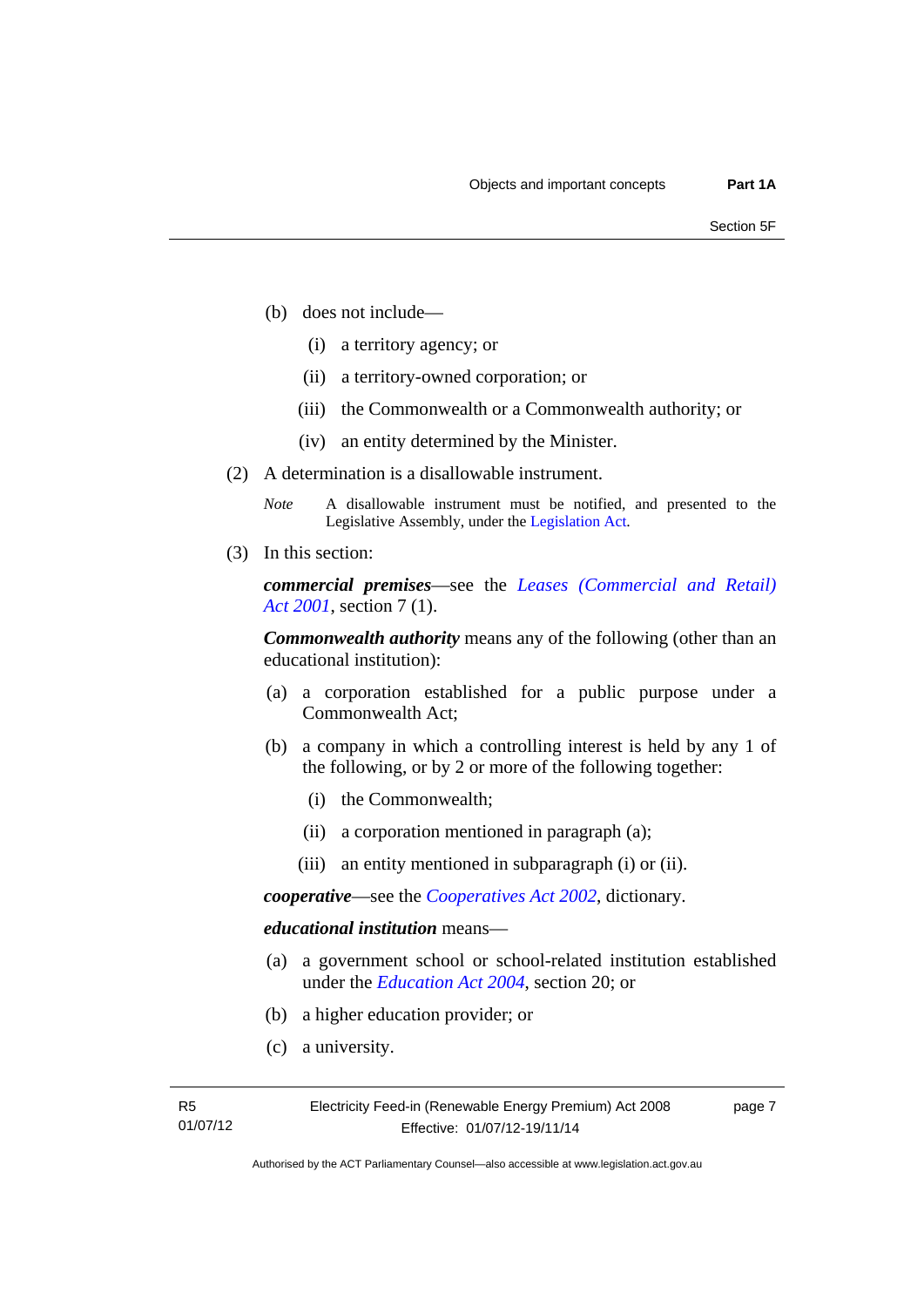(b) does not include—

(i) a territory agency; or

(ii) a territory-owned corporation; or

(iii) the Commonwealth or a Commonwealth authority; or

(iv) an entity determined by the Minister.

(2) A determination is a disallowable instrument.

*Note* A disallowable instrument must be notified, and presented to the Legislative Assembly, under the Legislation Act.

(3) In this section:

***commercial premises***—see the *Leases (Commercial and Retail) Act 2001*, section 7 (1).

***Commonwealth authority*** means any of the following (other than an educational institution):

(a) a corporation established for a public purpose under a Commonwealth Act;

(b) a company in which a controlling interest is held by any 1 of the following, or by 2 or more of the following together:

(i) the Commonwealth;

(ii) a corporation mentioned in paragraph (a);

(iii) an entity mentioned in subparagraph (i) or (ii).

***cooperative***—see the *Cooperatives Act 2002*, dictionary.

***educational institution*** means—

(a) a government school or school-related institution established under the *Education Act 2004*, section 20; or

(b) a higher education provider; or

(c) a university.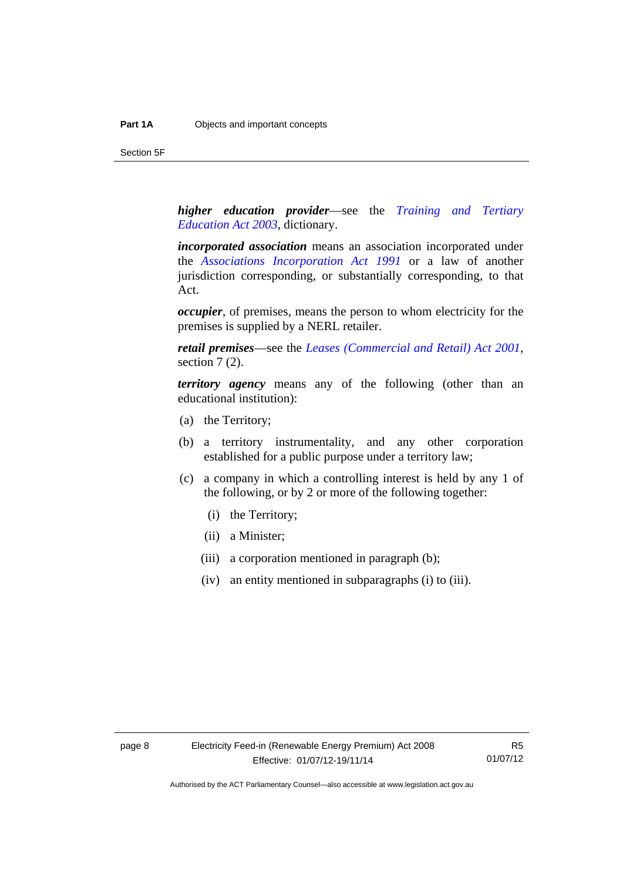***higher education provider***—see the *Training and Tertiary Education Act 2003*, dictionary.

***incorporated association*** means an association incorporated under the *Associations Incorporation Act 1991* or a law of another jurisdiction corresponding, or substantially corresponding, to that Act.

***occupier***, of premises, means the person to whom electricity for the premises is supplied by a NERL retailer.

***retail premises***—see the *Leases (Commercial and Retail) Act 2001*, section 7 (2).

***territory agency*** means any of the following (other than an educational institution):

(a) the Territory;

(b) a territory instrumentality, and any other corporation established for a public purpose under a territory law;

(c) a company in which a controlling interest is held by any 1 of the following, or by 2 or more of the following together:

  (i) the Territory;

  (ii) a Minister;

  (iii) a corporation mentioned in paragraph (b);

  (iv) an entity mentioned in subparagraphs (i) to (iii).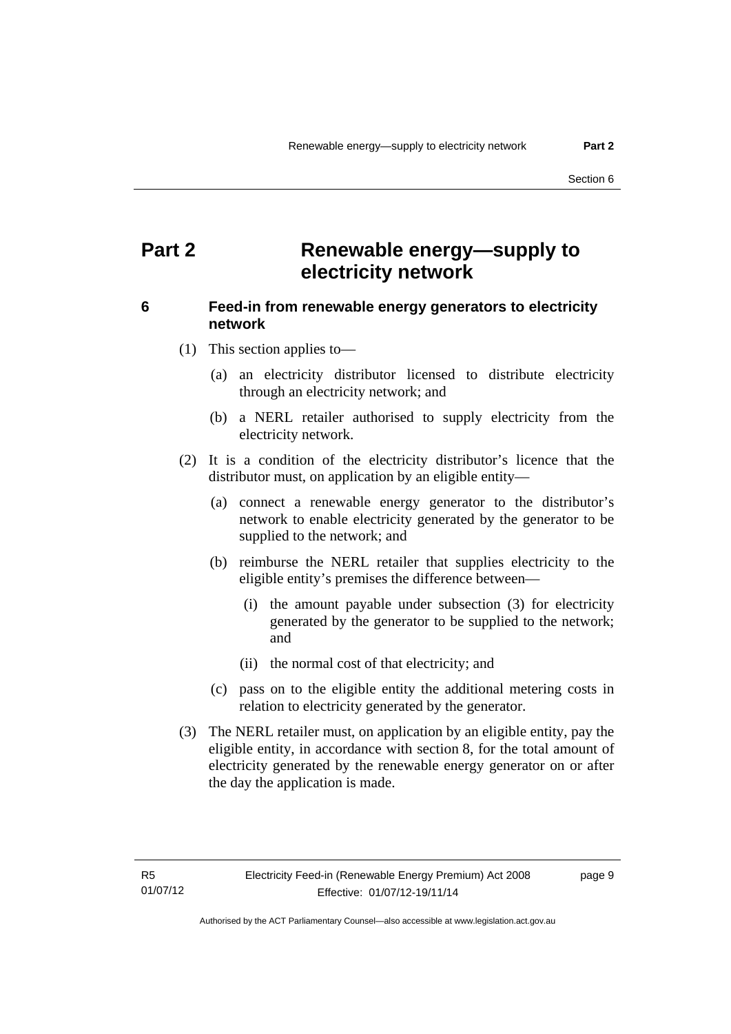# Part 2 Renewable energy—supply to electricity network

## 6 Feed-in from renewable energy generators to electricity network

(1) This section applies to—

(a) an electricity distributor licensed to distribute electricity through an electricity network; and

(b) a NERL retailer authorised to supply electricity from the electricity network.

(2) It is a condition of the electricity distributor's licence that the distributor must, on application by an eligible entity—

(a) connect a renewable energy generator to the distributor's network to enable electricity generated by the generator to be supplied to the network; and

(b) reimburse the NERL retailer that supplies electricity to the eligible entity's premises the difference between—

(i) the amount payable under subsection (3) for electricity generated by the generator to be supplied to the network; and

(ii) the normal cost of that electricity; and

(c) pass on to the eligible entity the additional metering costs in relation to electricity generated by the generator.

(3) The NERL retailer must, on application by an eligible entity, pay the eligible entity, in accordance with section 8, for the total amount of electricity generated by the renewable energy generator on or after the day the application is made.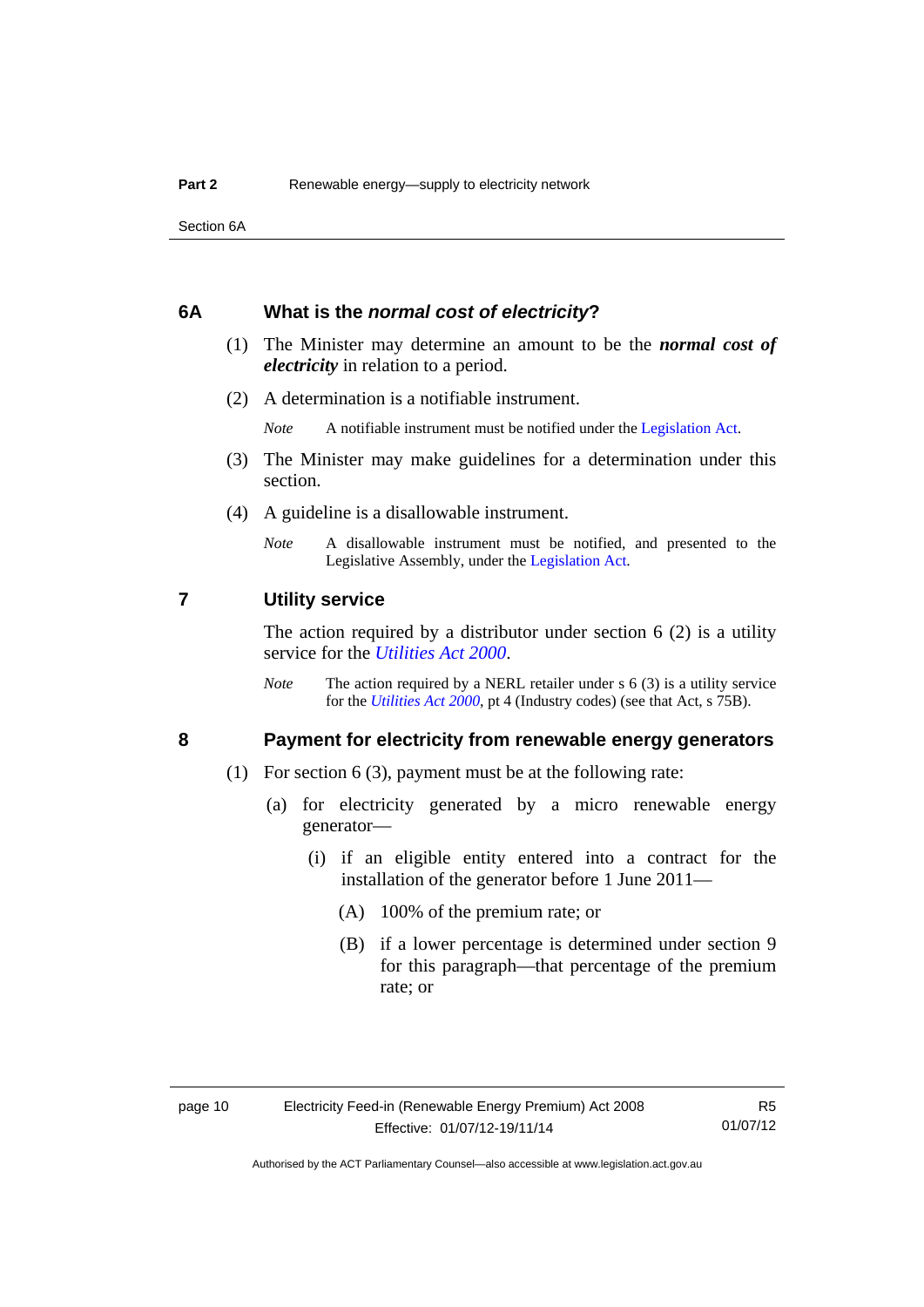## 6A What is the *normal cost of electricity*?

(1) The Minister may determine an amount to be the ***normal cost of electricity*** in relation to a period.

(2) A determination is a notifiable instrument.

*Note* A notifiable instrument must be notified under the Legislation Act.

(3) The Minister may make guidelines for a determination under this section.

(4) A guideline is a disallowable instrument.

*Note* A disallowable instrument must be notified, and presented to the Legislative Assembly, under the Legislation Act.

## 7 Utility service

The action required by a distributor under section 6 (2) is a utility service for the *Utilities Act 2000*.

*Note* The action required by a NERL retailer under s 6 (3) is a utility service for the *Utilities Act 2000*, pt 4 (Industry codes) (see that Act, s 75B).

## 8 Payment for electricity from renewable energy generators

(1) For section 6 (3), payment must be at the following rate:

(a) for electricity generated by a micro renewable energy generator—

(i) if an eligible entity entered into a contract for the installation of the generator before 1 June 2011—

(A) 100% of the premium rate; or

(B) if a lower percentage is determined under section 9 for this paragraph—that percentage of the premium rate; or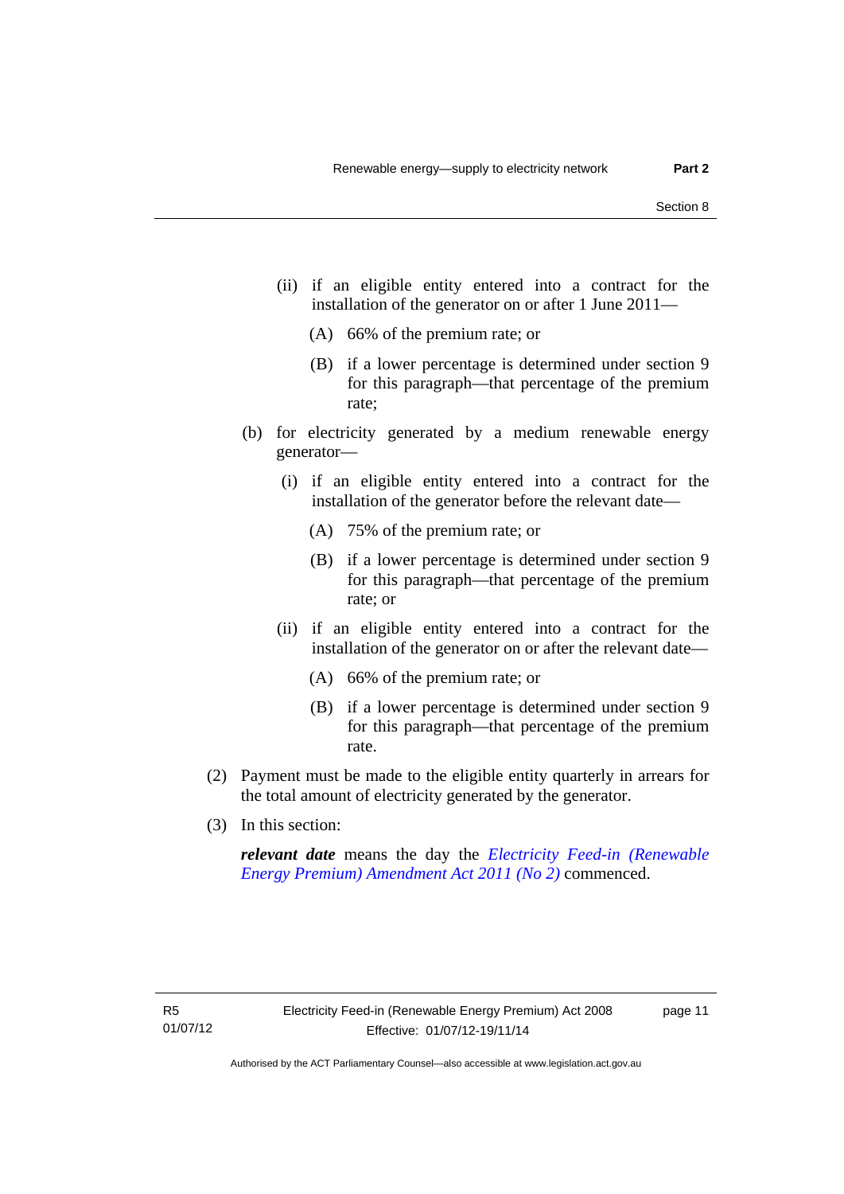(ii) if an eligible entity entered into a contract for the installation of the generator on or after 1 June 2011—

(A) 66% of the premium rate; or

(B) if a lower percentage is determined under section 9 for this paragraph—that percentage of the premium rate;

(b) for electricity generated by a medium renewable energy generator—

(i) if an eligible entity entered into a contract for the installation of the generator before the relevant date—

(A) 75% of the premium rate; or

(B) if a lower percentage is determined under section 9 for this paragraph—that percentage of the premium rate; or

(ii) if an eligible entity entered into a contract for the installation of the generator on or after the relevant date—

(A) 66% of the premium rate; or

(B) if a lower percentage is determined under section 9 for this paragraph—that percentage of the premium rate.

(2) Payment must be made to the eligible entity quarterly in arrears for the total amount of electricity generated by the generator.

(3) In this section:

***relevant date*** means the day the *Electricity Feed-in (Renewable Energy Premium) Amendment Act 2011 (No 2)* commenced.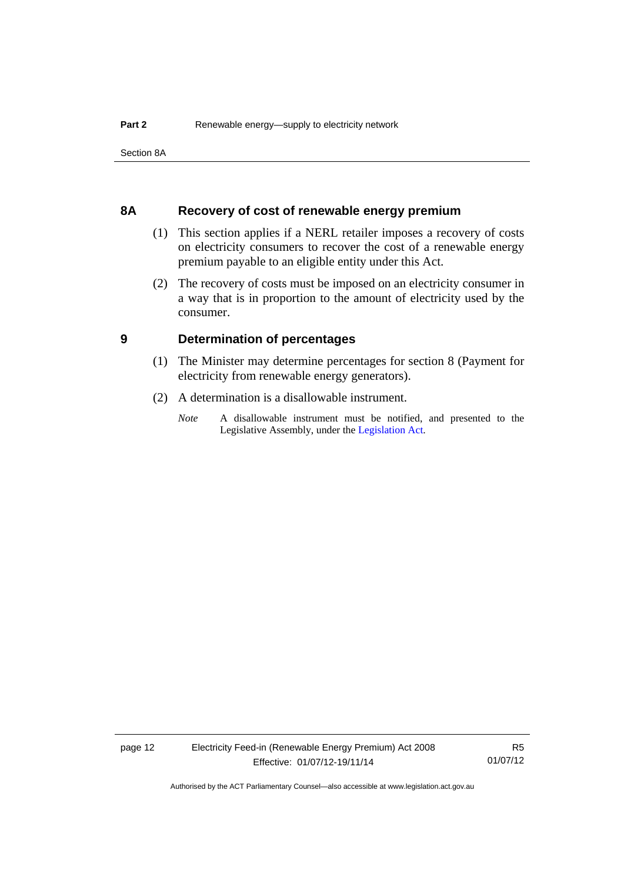## 8A Recovery of cost of renewable energy premium

(1) This section applies if a NERL retailer imposes a recovery of costs on electricity consumers to recover the cost of a renewable energy premium payable to an eligible entity under this Act.

(2) The recovery of costs must be imposed on an electricity consumer in a way that is in proportion to the amount of electricity used by the consumer.

## 9 Determination of percentages

(1) The Minister may determine percentages for section 8 (Payment for electricity from renewable energy generators).

(2) A determination is a disallowable instrument.

*Note* A disallowable instrument must be notified, and presented to the Legislative Assembly, under the Legislation Act.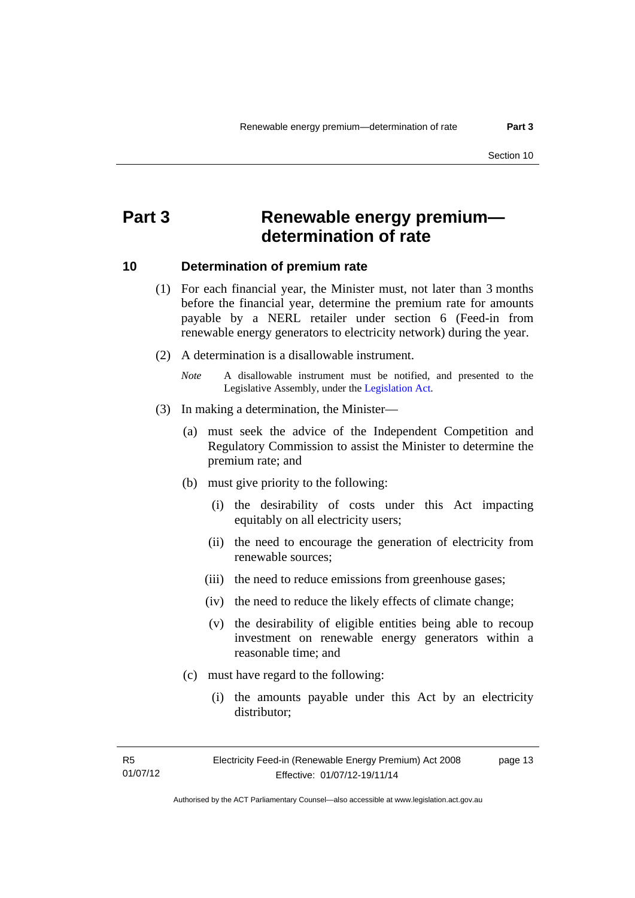# Part 3 Renewable energy premium—determination of rate

## 10 Determination of premium rate

(1) For each financial year, the Minister must, not later than 3 months before the financial year, determine the premium rate for amounts payable by a NERL retailer under section 6 (Feed-in from renewable energy generators to electricity network) during the year.

(2) A determination is a disallowable instrument.

*Note* A disallowable instrument must be notified, and presented to the Legislative Assembly, under the Legislation Act.

(3) In making a determination, the Minister—

(a) must seek the advice of the Independent Competition and Regulatory Commission to assist the Minister to determine the premium rate; and

(b) must give priority to the following:

(i) the desirability of costs under this Act impacting equitably on all electricity users;

(ii) the need to encourage the generation of electricity from renewable sources;

(iii) the need to reduce emissions from greenhouse gases;

(iv) the need to reduce the likely effects of climate change;

(v) the desirability of eligible entities being able to recoup investment on renewable energy generators within a reasonable time; and

(c) must have regard to the following:

(i) the amounts payable under this Act by an electricity distributor;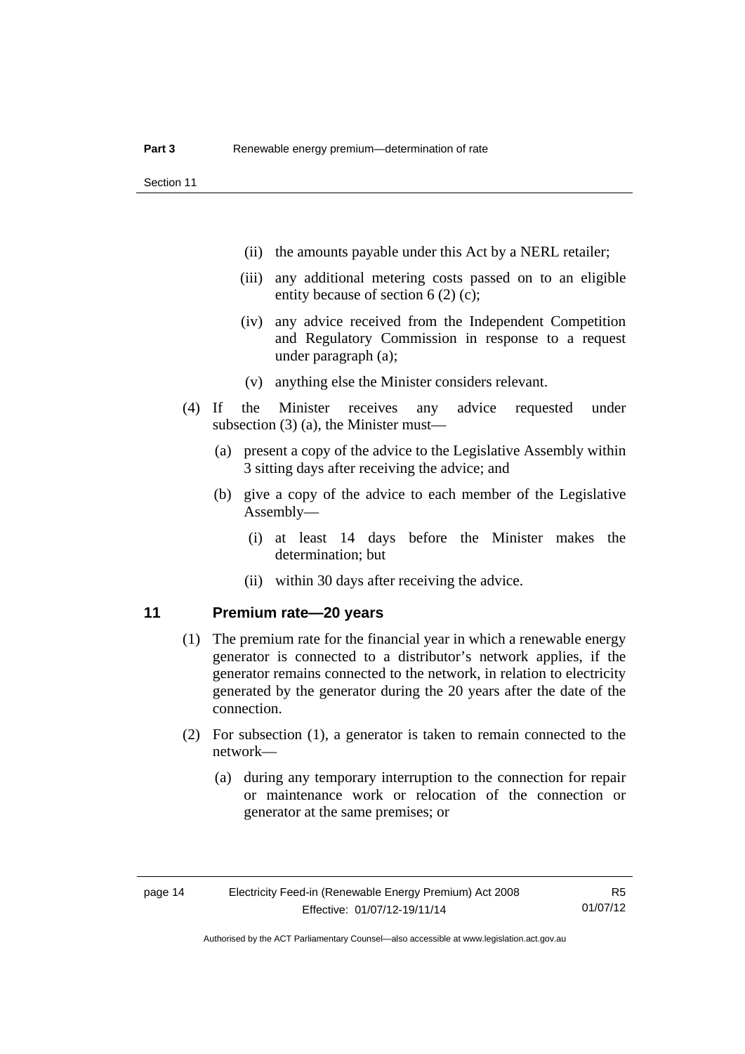- (ii) the amounts payable under this Act by a NERL retailer;
- (iii) any additional metering costs passed on to an eligible entity because of section 6 (2) (c);
- (iv) any advice received from the Independent Competition and Regulatory Commission in response to a request under paragraph (a);
- (v) anything else the Minister considers relevant.

(4) If the Minister receives any advice requested under subsection (3) (a), the Minister must—

- (a) present a copy of the advice to the Legislative Assembly within 3 sitting days after receiving the advice; and
- (b) give a copy of the advice to each member of the Legislative Assembly—
  - (i) at least 14 days before the Minister makes the determination; but
  - (ii) within 30 days after receiving the advice.

### 11 Premium rate—20 years

(1) The premium rate for the financial year in which a renewable energy generator is connected to a distributor's network applies, if the generator remains connected to the network, in relation to electricity generated by the generator during the 20 years after the date of the connection.

(2) For subsection (1), a generator is taken to remain connected to the network—

- (a) during any temporary interruption to the connection for repair or maintenance work or relocation of the connection or generator at the same premises; or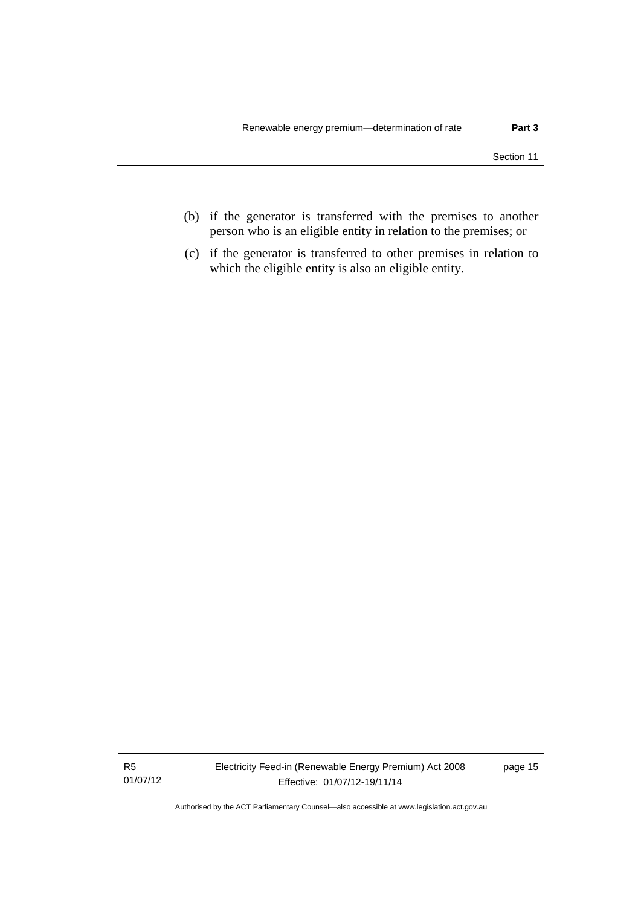(b) if the generator is transferred with the premises to another person who is an eligible entity in relation to the premises; or

(c) if the generator is transferred to other premises in relation to which the eligible entity is also an eligible entity.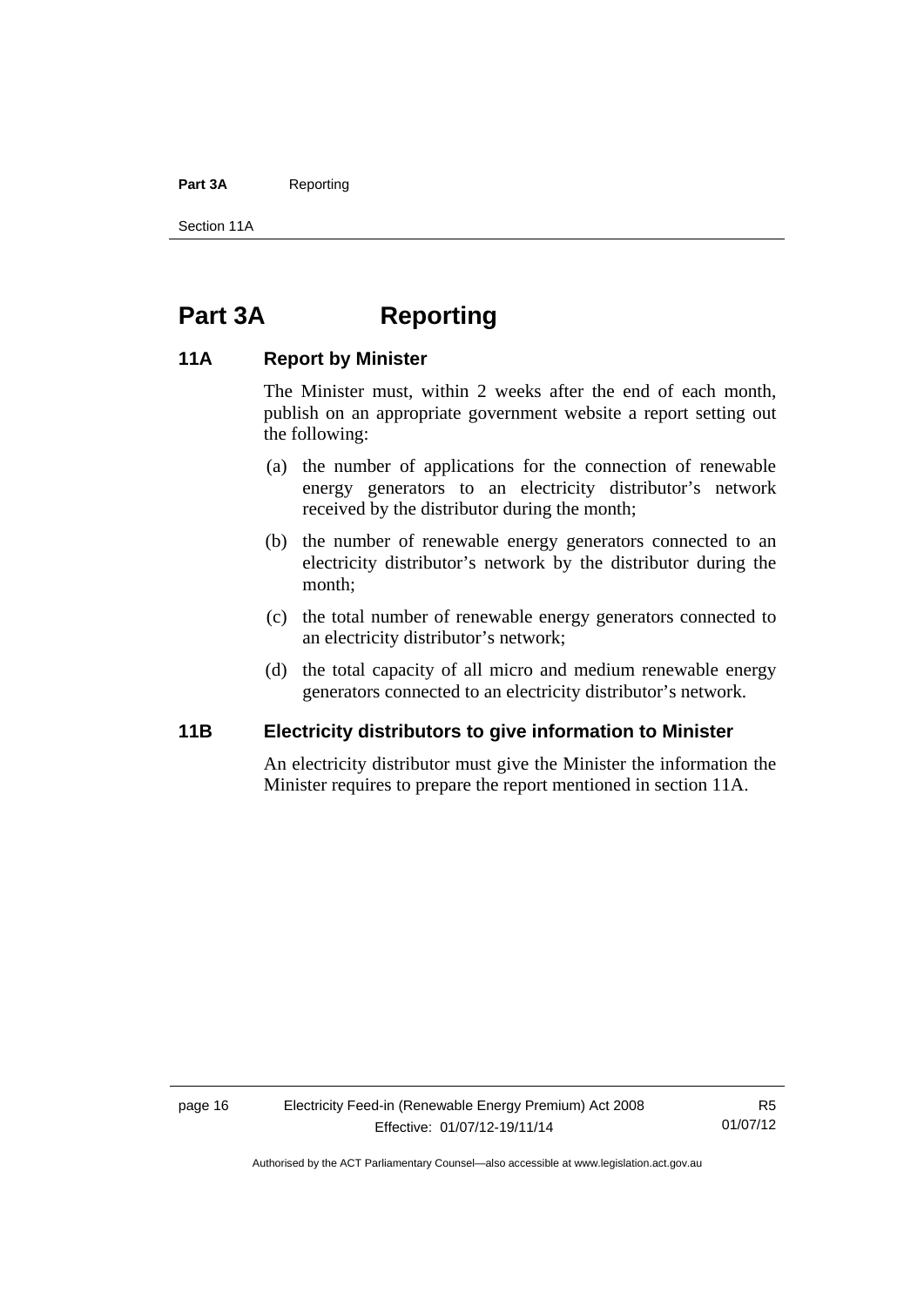# Part 3A Reporting

## 11A Report by Minister

The Minister must, within 2 weeks after the end of each month, publish on an appropriate government website a report setting out the following:

(a) the number of applications for the connection of renewable energy generators to an electricity distributor's network received by the distributor during the month;

(b) the number of renewable energy generators connected to an electricity distributor's network by the distributor during the month;

(c) the total number of renewable energy generators connected to an electricity distributor's network;

(d) the total capacity of all micro and medium renewable energy generators connected to an electricity distributor's network.

## 11B Electricity distributors to give information to Minister

An electricity distributor must give the Minister the information the Minister requires to prepare the report mentioned in section 11A.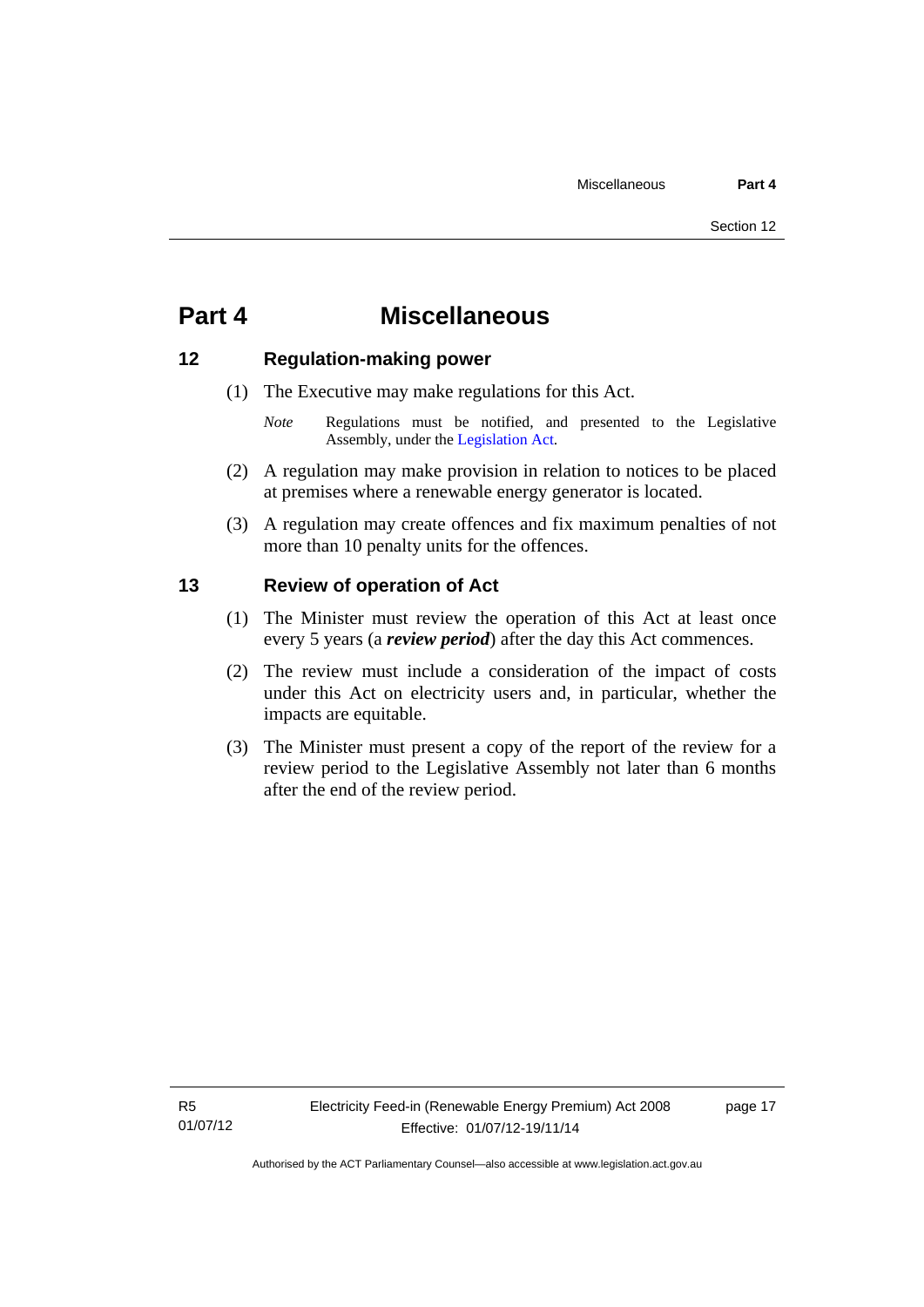# Part 4 Miscellaneous

## 12 Regulation-making power

(1) The Executive may make regulations for this Act.

*Note* Regulations must be notified, and presented to the Legislative Assembly, under the Legislation Act.

(2) A regulation may make provision in relation to notices to be placed at premises where a renewable energy generator is located.

(3) A regulation may create offences and fix maximum penalties of not more than 10 penalty units for the offences.

## 13 Review of operation of Act

(1) The Minister must review the operation of this Act at least once every 5 years (a ***review period***) after the day this Act commences.

(2) The review must include a consideration of the impact of costs under this Act on electricity users and, in particular, whether the impacts are equitable.

(3) The Minister must present a copy of the report of the review for a review period to the Legislative Assembly not later than 6 months after the end of the review period.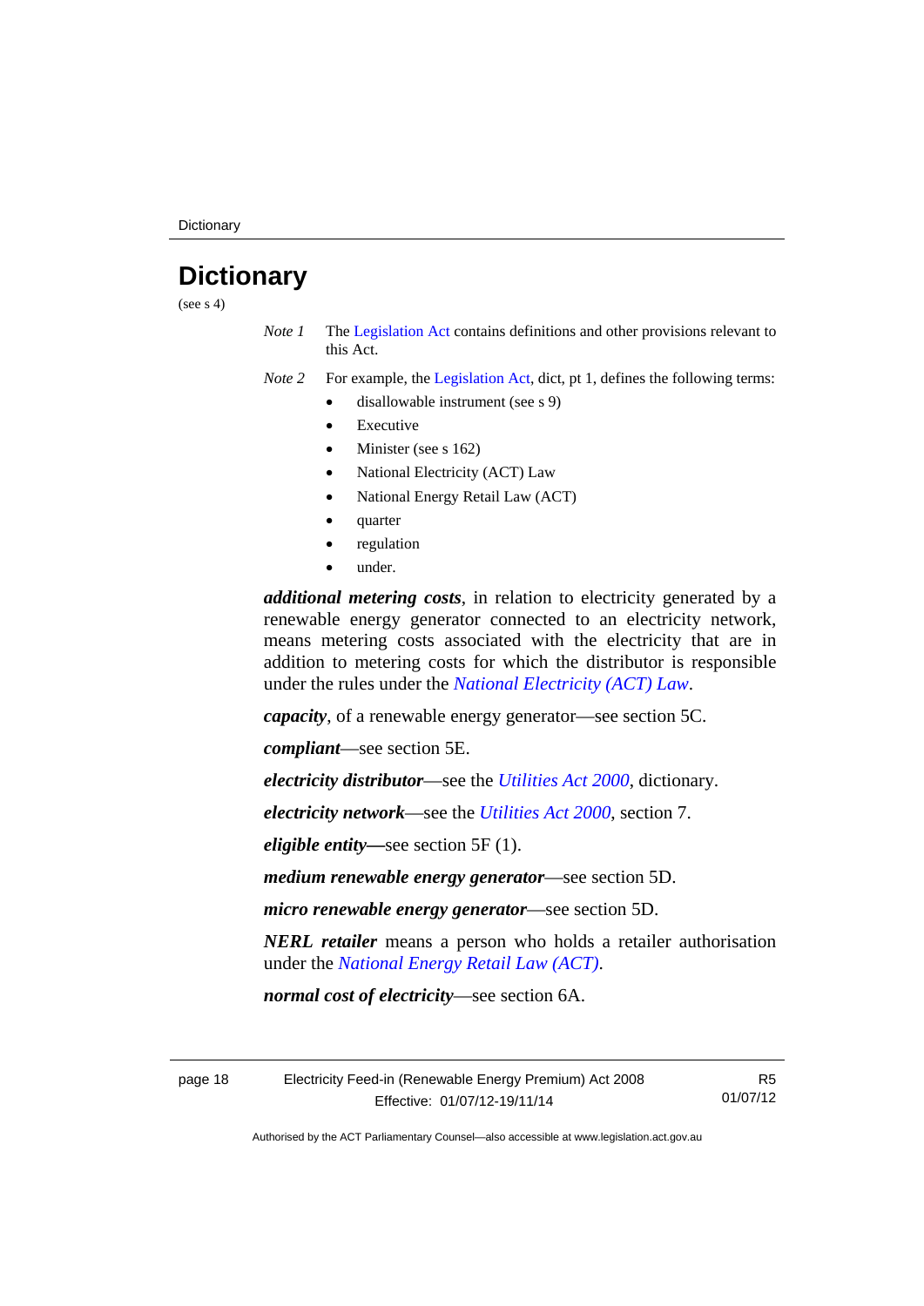# Dictionary

(see s 4)

*Note 1* The Legislation Act contains definitions and other provisions relevant to this Act.

*Note 2* For example, the Legislation Act, dict, pt 1, defines the following terms:

- disallowable instrument (see s 9)
- Executive
- Minister (see s 162)
- National Electricity (ACT) Law
- National Energy Retail Law (ACT)
- quarter
- regulation
- under.

***additional metering costs***, in relation to electricity generated by a renewable energy generator connected to an electricity network, means metering costs associated with the electricity that are in addition to metering costs for which the distributor is responsible under the rules under the *National Electricity (ACT) Law*.

***capacity***, of a renewable energy generator—see section 5C.

***compliant***—see section 5E.

***electricity distributor***—see the *Utilities Act 2000*, dictionary.

***electricity network***—see the *Utilities Act 2000*, section 7.

***eligible entity***—see section 5F (1).

***medium renewable energy generator***—see section 5D.

***micro renewable energy generator***—see section 5D.

***NERL retailer*** means a person who holds a retailer authorisation under the *National Energy Retail Law (ACT)*.

***normal cost of electricity***—see section 6A.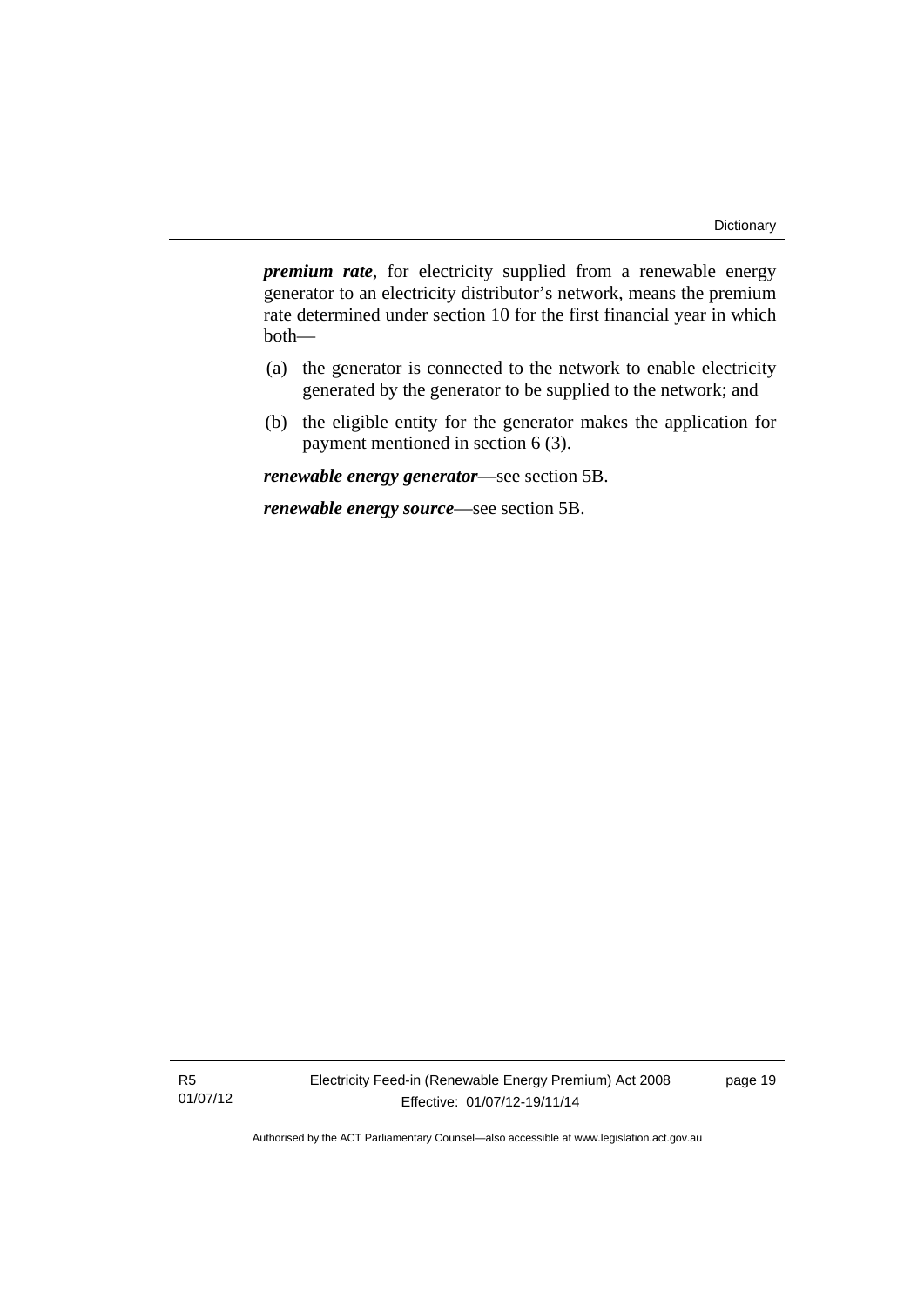***premium rate***, for electricity supplied from a renewable energy generator to an electricity distributor's network, means the premium rate determined under section 10 for the first financial year in which both—

(a) the generator is connected to the network to enable electricity generated by the generator to be supplied to the network; and

(b) the eligible entity for the generator makes the application for payment mentioned in section 6 (3).

***renewable energy generator***—see section 5B.

***renewable energy source***—see section 5B.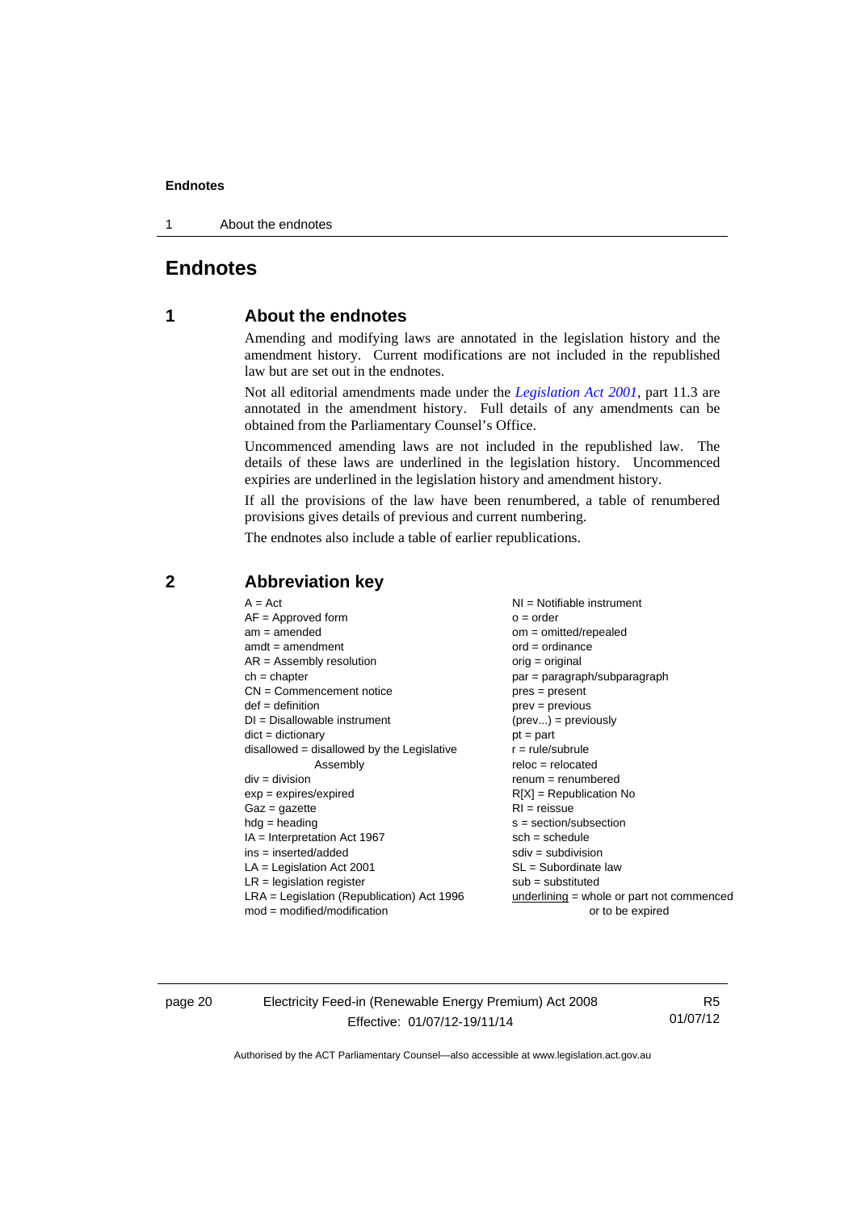# Endnotes

## 1 About the endnotes

Amending and modifying laws are annotated in the legislation history and the amendment history. Current modifications are not included in the republished law but are set out in the endnotes.

Not all editorial amendments made under the *Legislation Act 2001*, part 11.3 are annotated in the amendment history. Full details of any amendments can be obtained from the Parliamentary Counsel's Office.

Uncommenced amending laws are not included in the republished law. The details of these laws are underlined in the legislation history. Uncommenced expiries are underlined in the legislation history and amendment history.

If all the provisions of the law have been renumbered, a table of renumbered provisions gives details of previous and current numbering.

The endnotes also include a table of earlier republications.

## 2 Abbreviation key

A = Act
AF = Approved form
am = amended
amdt = amendment
AR = Assembly resolution
ch = chapter
CN = Commencement notice
def = definition
DI = Disallowable instrument
dict = dictionary
disallowed = disallowed by the Legislative Assembly
div = division
exp = expires/expired
Gaz = gazette
hdg = heading
IA = Interpretation Act 1967
ins = inserted/added
LA = Legislation Act 2001
LR = legislation register
LRA = Legislation (Republication) Act 1996
mod = modified/modification
NI = Notifiable instrument
o = order
om = omitted/repealed
ord = ordinance
orig = original
par = paragraph/subparagraph
pres = present
prev = previous
(prev...) = previously
pt = part
r = rule/subrule
reloc = relocated
renum = renumbered
R[X] = Republication No
RI = reissue
s = section/subsection
sch = schedule
sdiv = subdivision
SL = Subordinate law
sub = substituted
underlining = whole or part not commenced or to be expired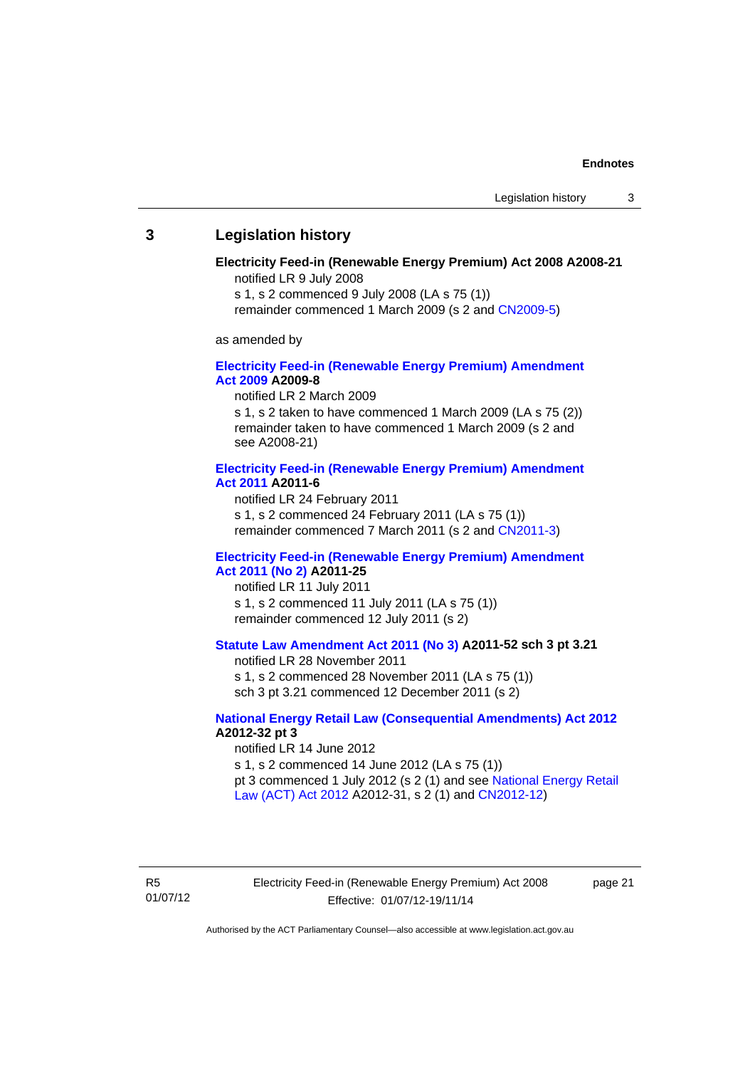## 3 Legislation history

**Electricity Feed-in (Renewable Energy Premium) Act 2008 A2008-21**

notified LR 9 July 2008

s 1, s 2 commenced 9 July 2008 (LA s 75 (1))

remainder commenced 1 March 2009 (s 2 and CN2009-5)

as amended by

**Electricity Feed-in (Renewable Energy Premium) Amendment Act 2009 A2009-8**

notified LR 2 March 2009

s 1, s 2 taken to have commenced 1 March 2009 (LA s 75 (2))

remainder taken to have commenced 1 March 2009 (s 2 and see A2008-21)

**Electricity Feed-in (Renewable Energy Premium) Amendment Act 2011 A2011-6**

notified LR 24 February 2011

s 1, s 2 commenced 24 February 2011 (LA s 75 (1))

remainder commenced 7 March 2011 (s 2 and CN2011-3)

**Electricity Feed-in (Renewable Energy Premium) Amendment Act 2011 (No 2) A2011-25**

notified LR 11 July 2011

s 1, s 2 commenced 11 July 2011 (LA s 75 (1))

remainder commenced 12 July 2011 (s 2)

**Statute Law Amendment Act 2011 (No 3) A2011-52 sch 3 pt 3.21**

notified LR 28 November 2011

s 1, s 2 commenced 28 November 2011 (LA s 75 (1))

sch 3 pt 3.21 commenced 12 December 2011 (s 2)

**National Energy Retail Law (Consequential Amendments) Act 2012 A2012-32 pt 3**

notified LR 14 June 2012

s 1, s 2 commenced 14 June 2012 (LA s 75 (1))

pt 3 commenced 1 July 2012 (s 2 (1) and see National Energy Retail Law (ACT) Act 2012 A2012-31, s 2 (1) and CN2012-12)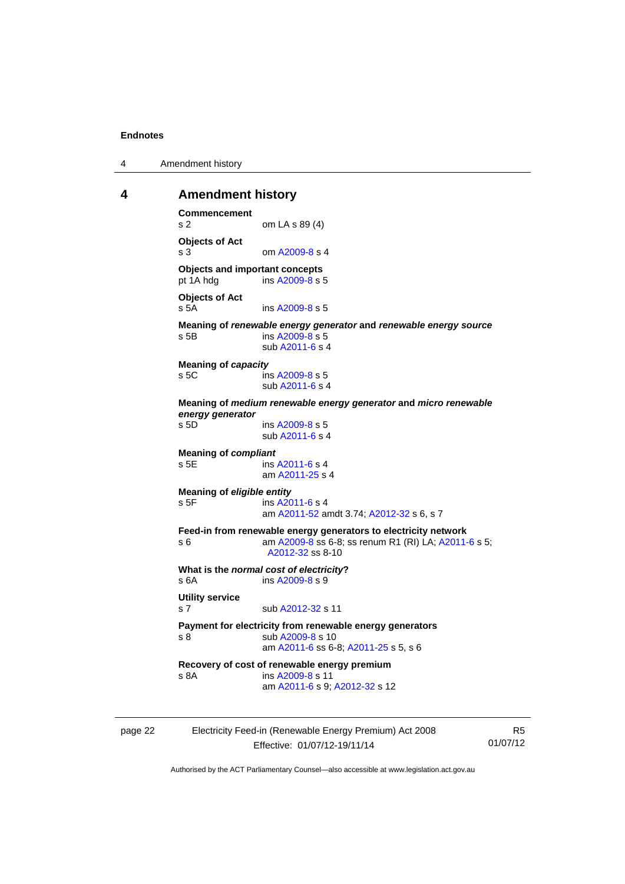# 4 Amendment history

**Commencement**
s 2 om LA s 89 (4)

**Objects of Act**
s 3 om A2009-8 s 4

**Objects and important concepts**
pt 1A hdg ins A2009-8 s 5

**Objects of Act**
s 5A ins A2009-8 s 5

**Meaning of *renewable energy generator* and *renewable energy source***
s 5B ins A2009-8 s 5
sub A2011-6 s 4

**Meaning of *capacity***
s 5C ins A2009-8 s 5
sub A2011-6 s 4

**Meaning of *medium renewable energy generator* and *micro renewable energy generator***
s 5D ins A2009-8 s 5
sub A2011-6 s 4

**Meaning of *compliant***
s 5E ins A2011-6 s 4
am A2011-25 s 4

**Meaning of *eligible entity***
s 5F ins A2011-6 s 4
am A2011-52 amdt 3.74; A2012-32 s 6, s 7

**Feed-in from renewable energy generators to electricity network**
s 6 am A2009-8 ss 6-8; ss renum R1 (RI) LA; A2011-6 s 5; A2012-32 ss 8-10

**What is the *normal cost of electricity*?**
s 6A ins A2009-8 s 9

**Utility service**
s 7 sub A2012-32 s 11

**Payment for electricity from renewable energy generators**
s 8 sub A2009-8 s 10
am A2011-6 ss 6-8; A2011-25 s 5, s 6

**Recovery of cost of renewable energy premium**
s 8A ins A2009-8 s 11
am A2011-6 s 9; A2012-32 s 12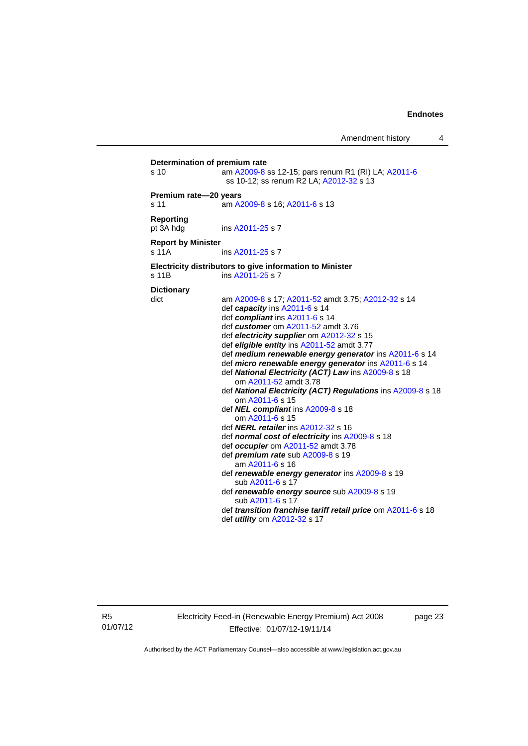**Determination of premium rate**

s 10 — am A2009-8 ss 12-15; pars renum R1 (RI) LA; A2011-6 ss 10-12; ss renum R2 LA; A2012-32 s 13

**Premium rate—20 years**

s 11 — am A2009-8 s 16; A2011-6 s 13

**Reporting**

pt 3A hdg — ins A2011-25 s 7

**Report by Minister**

s 11A — ins A2011-25 s 7

**Electricity distributors to give information to Minister**

s 11B — ins A2011-25 s 7

**Dictionary**

dict — am A2009-8 s 17; A2011-52 amdt 3.75; A2012-32 s 14

- def ***capacity*** ins A2011-6 s 14
- def ***compliant*** ins A2011-6 s 14
- def ***customer*** om A2011-52 amdt 3.76
- def ***electricity supplier*** om A2012-32 s 15
- def ***eligible entity*** ins A2011-52 amdt 3.77
- def ***medium renewable energy generator*** ins A2011-6 s 14
- def ***micro renewable energy generator*** ins A2011-6 s 14
- def ***National Electricity (ACT) Law*** ins A2009-8 s 18
  om A2011-52 amdt 3.78
- def ***National Electricity (ACT) Regulations*** ins A2009-8 s 18
  om A2011-6 s 15
- def ***NEL compliant*** ins A2009-8 s 18
  om A2011-6 s 15
- def ***NERL retailer*** ins A2012-32 s 16
- def ***normal cost of electricity*** ins A2009-8 s 18
- def ***occupier*** om A2011-52 amdt 3.78
- def ***premium rate*** sub A2009-8 s 19
  am A2011-6 s 16
- def ***renewable energy generator*** ins A2009-8 s 19
  sub A2011-6 s 17
- def ***renewable energy source*** sub A2009-8 s 19
  sub A2011-6 s 17
- def ***transition franchise tariff retail price*** om A2011-6 s 18
- def ***utility*** om A2012-32 s 17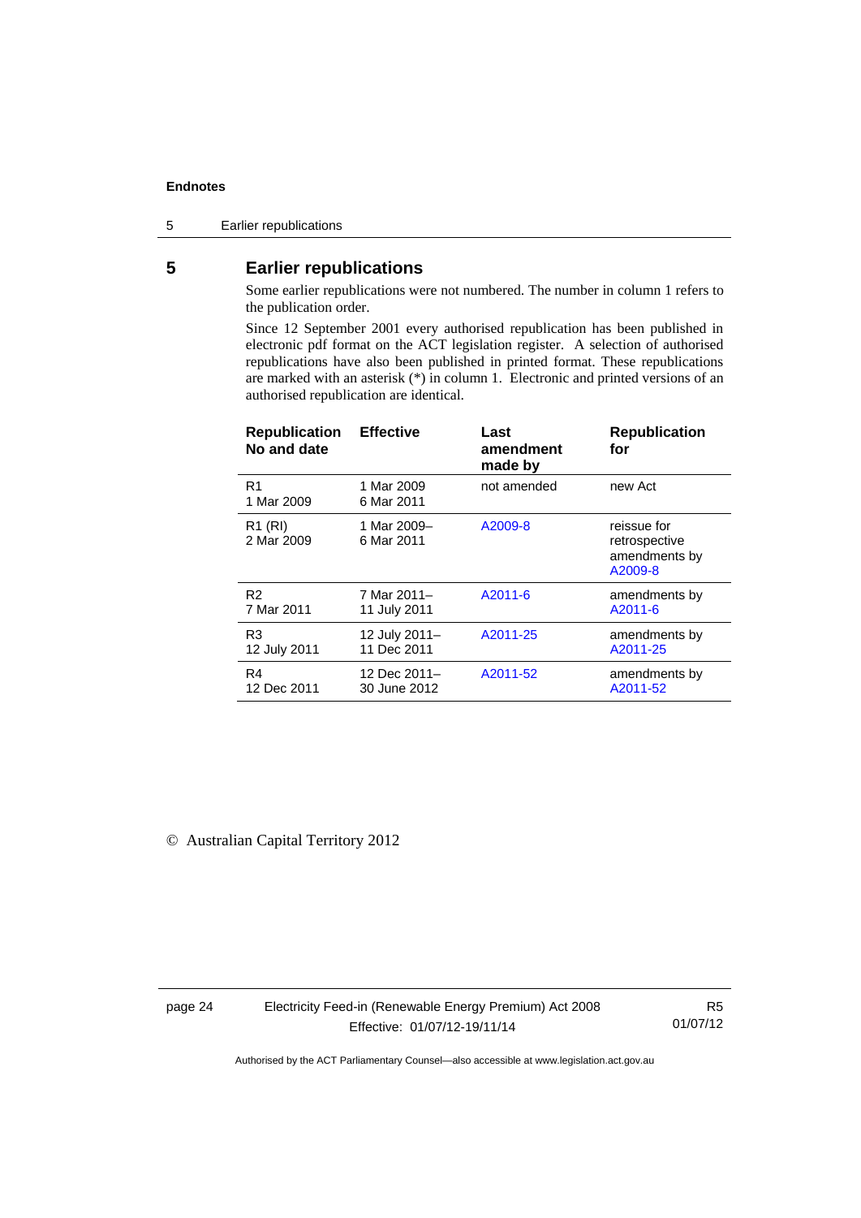## 5 Earlier republications

Some earlier republications were not numbered. The number in column 1 refers to the publication order.

Since 12 September 2001 every authorised republication has been published in electronic pdf format on the ACT legislation register. A selection of authorised republications have also been published in printed format. These republications are marked with an asterisk (*) in column 1. Electronic and printed versions of an authorised republication are identical.

| Republication No and date | Effective | Last amendment made by | Republication for |
|---|---|---|---|
| R1 1 Mar 2009 | 1 Mar 2009 6 Mar 2011 | not amended | new Act |
| R1 (RI) 2 Mar 2009 | 1 Mar 2009– 6 Mar 2011 | A2009-8 | reissue for retrospective amendments by A2009-8 |
| R2 7 Mar 2011 | 7 Mar 2011– 11 July 2011 | A2011-6 | amendments by A2011-6 |
| R3 12 July 2011 | 12 July 2011– 11 Dec 2011 | A2011-25 | amendments by A2011-25 |
| R4 12 Dec 2011 | 12 Dec 2011– 30 June 2012 | A2011-52 | amendments by A2011-52 |

© Australian Capital Territory 2012